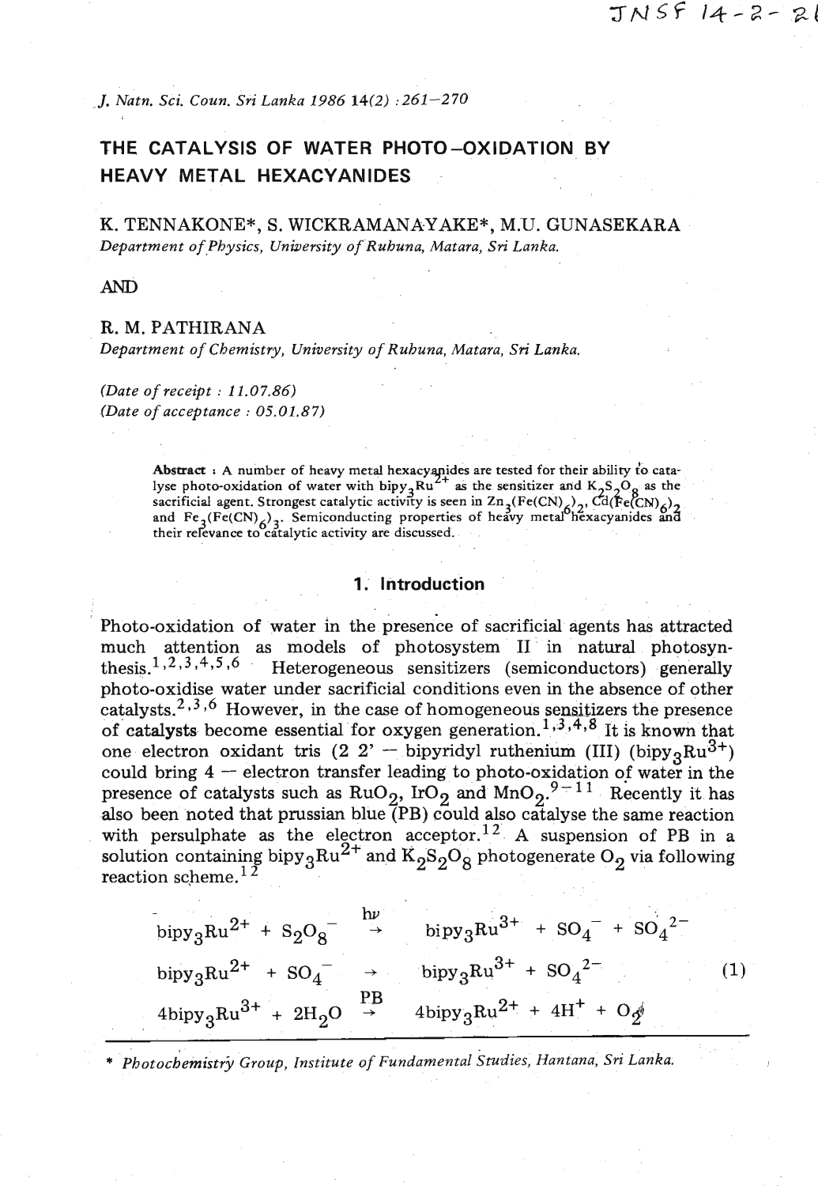# THE CATALYSIS OF WATER PHOTO-OXIDATION BY HEAVY METAL HEXACYANIDES

K. TENNAKONE*, S. WICKRAMANAYAKE*, M.U. GUNASEKARA
*Department of Physics, University of Ruhuna, Matara, Sri Lanka.*

AND

R. M. PATHIRANA
*Department of Chemistry, University of Ruhuna, Matara, Sri Lanka.*

*(Date of receipt : 11.07.86)*
*(Date of acceptance : 05.01.87)*

**Abstract :** A number of heavy metal hexacyanides are tested for their ability to catalyse photo-oxidation of water with $bipy_3Ru^{2+}$ as the sensitizer and $K_2S_2O_8$ as the sacrificial agent. Strongest catalytic activity is seen in $Zn_3(Fe(CN)_6)_2$, $Cd(Fe(CN)_6)_2$ and $Fe_3(Fe(CN)_6)_3$. Semiconducting properties of heavy metal hexacyanides and their relevance to catalytic activity are discussed.

## 1. Introduction

Photo-oxidation of water in the presence of sacrificial agents has attracted much attention as models of photosystem II in natural photosynthesis.[1,2,3,4,5,6] Heterogeneous sensitizers (semiconductors) generally photo-oxidise water under sacrificial conditions even in the absence of other catalysts.[2,3,6] However, in the case of homogeneous sensitizers the presence of catalysts become essential for oxygen generation.[1,3,4,8] It is known that one electron oxidant tris (2 2' — bipyridyl ruthenium (III) ($bipy_3Ru^{3+}$) could bring 4 — electron transfer leading to photo-oxidation of water in the presence of catalysts such as $RuO_2$, $IrO_2$ and $MnO_2$.[9-11] Recently it has also been noted that prussian blue (PB) could also catalyse the same reaction with persulphate as the electron acceptor.[12] A suspension of PB in a solution containing $bipy_3Ru^{2+}$ and $K_2S_2O_8$ photogenerate $O_2$ via following reaction scheme.[12]

$$
\begin{aligned}
bipy_3Ru^{2+} + S_2O_8^{-} &\xrightarrow{h\nu} bipy_3Ru^{3+} + SO_4^{-} + SO_4^{2-} \\
bipy_3Ru^{2+} + SO_4^{-} &\rightarrow bipy_3Ru^{3+} + SO_4^{2-} \qquad (1) \\
4bipy_3Ru^{3+} + 2H_2O &\xrightarrow{PB} 4bipy_3Ru^{2+} + 4H^{+} + O_2
\end{aligned}
$$

\* *Photochemistry Group, Institute of Fundamental Studies, Hantana, Sri Lanka.*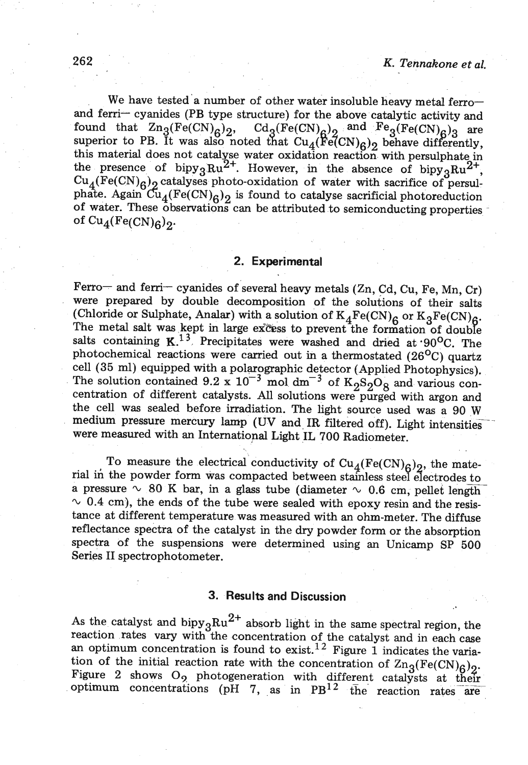We have tested a number of other water insoluble heavy metal ferro— and ferri— cyanides (PB type structure) for the above catalytic activity and found that $Zn_3(Fe(CN)_6)_2$, $Cd_3(Fe(CN)_6)_2$ and $Fe_3(Fe(CN)_6)_3$ are superior to PB. It was also noted that $Cu_4(Fe(CN)_6)_2$ behave differently, this material does not catalyse water oxidation reaction with persulphate in the presence of $bipy_3Ru^{2+}$. However, in the absence of $bipy_3Ru^{2+}$, $Cu_4(Fe(CN)_6)_2$ catalyses photo-oxidation of water with sacrifice of persulphate. Again $Cu_4(Fe(CN)_6)_2$ is found to catalyse sacrificial photoreduction of water. These observations can be attributed to semiconducting properties of $Cu_4(Fe(CN)_6)_2$.

## 2. Experimental

Ferro— and ferri— cyanides of several heavy metals (Zn, Cd, Cu, Fe, Mn, Cr) were prepared by double decomposition of the solutions of their salts (Chloride or Sulphate, Analar) with a solution of $K_4Fe(CN)_6$ or $K_3Fe(CN)_6$. The metal salt was kept in large excess to prevent the formation of double salts containing K.[13] Precipitates were washed and dried at 90°C. The photochemical reactions were carried out in a thermostated (26°C) quartz cell (35 ml) equipped with a polarographic detector (Applied Photophysics). The solution contained $9.2 \times 10^{-3}$ mol dm$^{-3}$ of $K_2S_2O_8$ and various concentration of different catalysts. All solutions were purged with argon and the cell was sealed before irradiation. The light source used was a 90 W medium pressure mercury lamp (UV and IR filtered off). Light intensities were measured with an International Light IL 700 Radiometer.

To measure the electrical conductivity of $Cu_4(Fe(CN)_6)_2$, the material in the powder form was compacted between stainless steel electrodes to a pressure ∿ 80 K bar, in a glass tube (diameter ∿ 0.6 cm, pellet length ∿ 0.4 cm), the ends of the tube were sealed with epoxy resin and the resistance at different temperature was measured with an ohm-meter. The diffuse reflectance spectra of the catalyst in the dry powder form or the absorption spectra of the suspensions were determined using an Unicamp SP 500 Series II spectrophotometer.

## 3. Results and Discussion

As the catalyst and $bipy_3Ru^{2+}$ absorb light in the same spectral region, the reaction rates vary with the concentration of the catalyst and in each case an optimum concentration is found to exist.[12] Figure 1 indicates the variation of the initial reaction rate with the concentration of $Zn_3(Fe(CN)_6)_2$. Figure 2 shows $O_2$ photogeneration with different catalysts at their optimum concentrations (pH 7, as in PB[12] the reaction rates are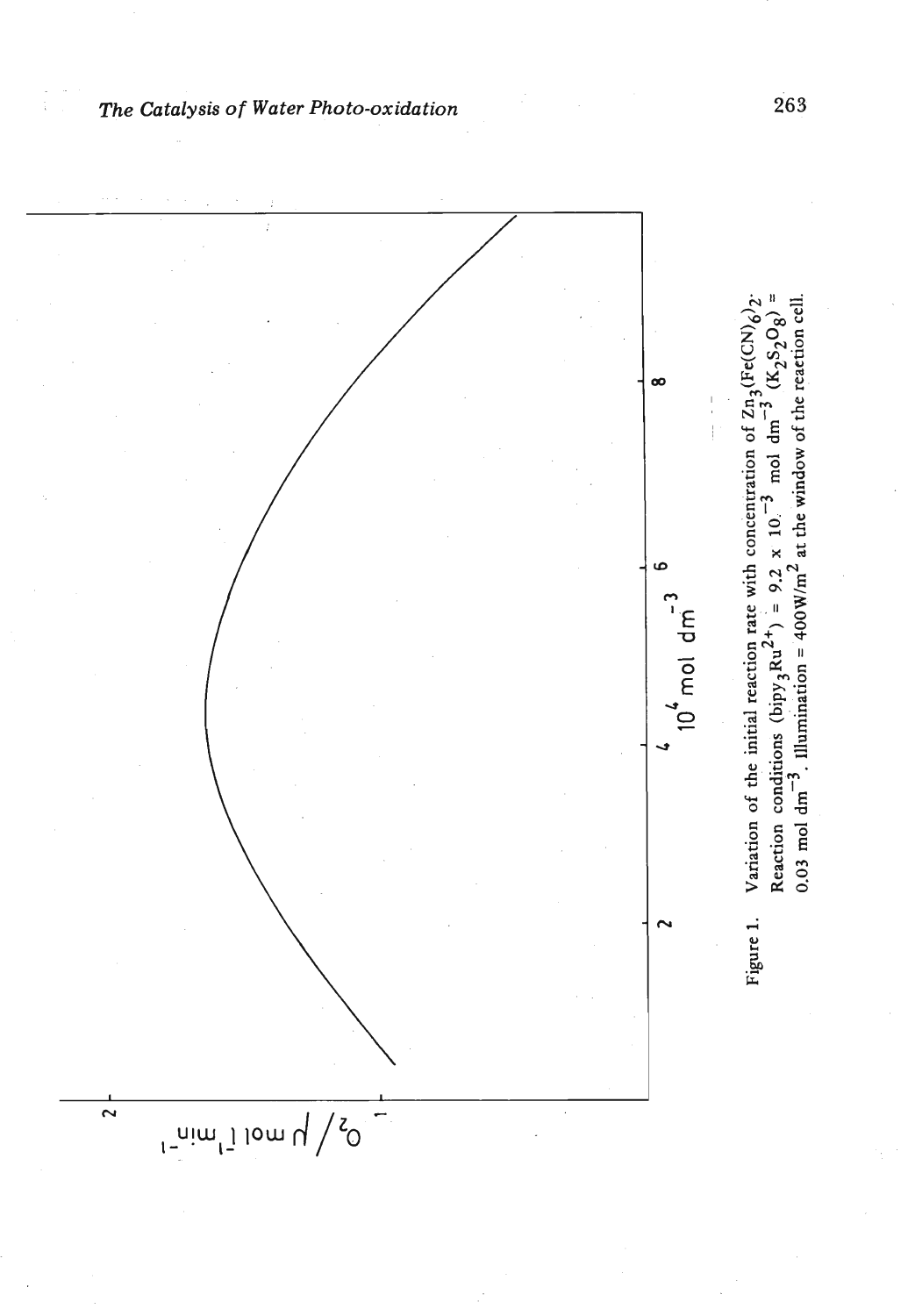Figure 1. Variation of the initial reaction rate with concentration of $Zn_3(Fe(CN)_6)_2$. Reaction conditions $(bipy_3Ru^{2+}) = 9.2 \times 10^{-3}$ mol dm$^{-3}$ $(K_2S_2O_8) = 0.03$ mol dm$^{-3}$. Illumination = 400W/m$^2$ at the window of the reaction cell.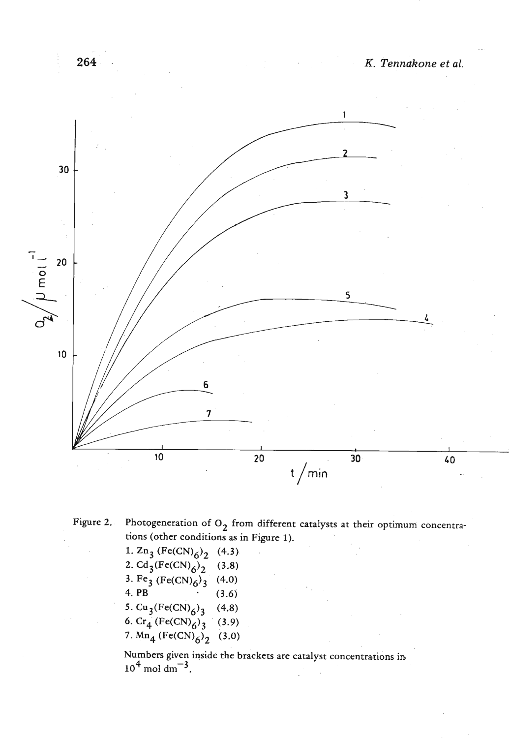Figure 2. Photogeneration of $O_2$ from different catalysts at their optimum concentrations (other conditions as in Figure 1).

1. $Zn_3(Fe(CN)_6)_2$ (4.3)
2. $Cd_3(Fe(CN)_6)_2$ (3.8)
3. $Fe_3(Fe(CN)_6)_3$ (4.0)
4. PB (3.6)
5. $Cu_3(Fe(CN)_6)_3$ (4.8)
6. $Cr_4(Fe(CN)_6)_3$ (3.9)
7. $Mn_4(Fe(CN)_6)_2$ (3.0)

Numbers given inside the brackets are catalyst concentrations in $10^4$ mol $dm^{-3}$.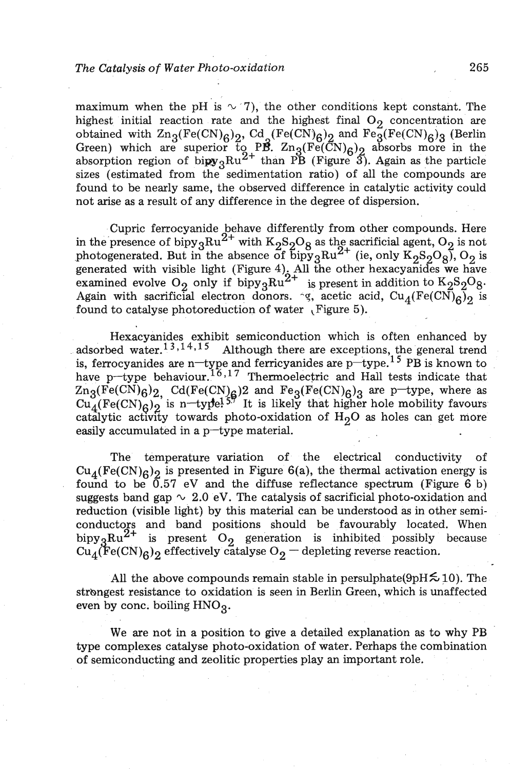maximum when the pH is ∼ 7), the other conditions kept constant. The highest initial reaction rate and the highest final $O_2$ concentration are obtained with $Zn_3(Fe(CN)_6)_2$, $Cd_3(Fe(CN)_6)_2$ and $Fe_3(Fe(CN)_6)_3$ (Berlin Green) which are superior to PB. $Zn_3(Fe(CN)_6)_2$ absorbs more in the absorption region of $bipy_3Ru^{2+}$ than PB (Figure 3). Again as the particle sizes (estimated from the sedimentation ratio) of all the compounds are found to be nearly same, the observed difference in catalytic activity could not arise as a result of any difference in the degree of dispersion.

Cupric ferrocyanide behave differently from other compounds. Here in the presence of $bipy_3Ru^{2+}$ with $K_2S_2O_8$ as the sacrificial agent, $O_2$ is not photogenerated. But in the absence of $bipy_3Ru^{2+}$ (ie, only $K_2S_2O_8$), $O_2$ is generated with visible light (Figure 4). All the other hexacyanides we have examined evolve $O_2$ only if $bipy_3Ru^{2+}$ is present in addition to $K_2S_2O_8$. Again with sacrificial electron donors. eg, acetic acid, $Cu_4(Fe(CN)_6)_2$ is found to catalyse photoreduction of water (Figure 5).

Hexacyanides exhibit semiconduction which is often enhanced by adsorbed water.[13,14,15] Although there are exceptions, the general trend is, ferrocyanides are n—type and ferricyanides are p—type.[15] PB is known to have p—type behaviour.[16,17] Thermoelectric and Hall tests indicate that $Zn_3(Fe(CN)_6)_2$, $Cd(Fe(CN)_6)2$ and $Fe_3(Fe(CN)_6)_3$ are p—type, where as $Cu_4(Fe(CN)_6)_2$ is n—type![5,7] It is likely that higher hole mobility favours catalytic activity towards photo-oxidation of $H_2O$ as holes can get more easily accumulated in a p—type material.

The temperature variation of the electrical conductivity of $Cu_4(Fe(CN)_6)_2$ is presented in Figure 6(a), the thermal activation energy is found to be 0.57 eV and the diffuse reflectance spectrum (Figure 6 b) suggests band gap ∼ 2.0 eV. The catalysis of sacrificial photo-oxidation and reduction (visible light) by this material can be understood as in other semiconductors and band positions should be favourably located. When $bipy_3Ru^{2+}$ is present $O_2$ generation is inhibited possibly because $Cu_4(Fe(CN)_6)_2$ effectively catalyse $O_2$ — depleting reverse reaction.

All the above compounds remain stable in persulphate(9pH$\lesssim$10). The strongest resistance to oxidation is seen in Berlin Green, which is unaffected even by conc. boiling $HNO_3$.

We are not in a position to give a detailed explanation as to why PB type complexes catalyse photo-oxidation of water. Perhaps the combination of semiconducting and zeolitic properties play an important role.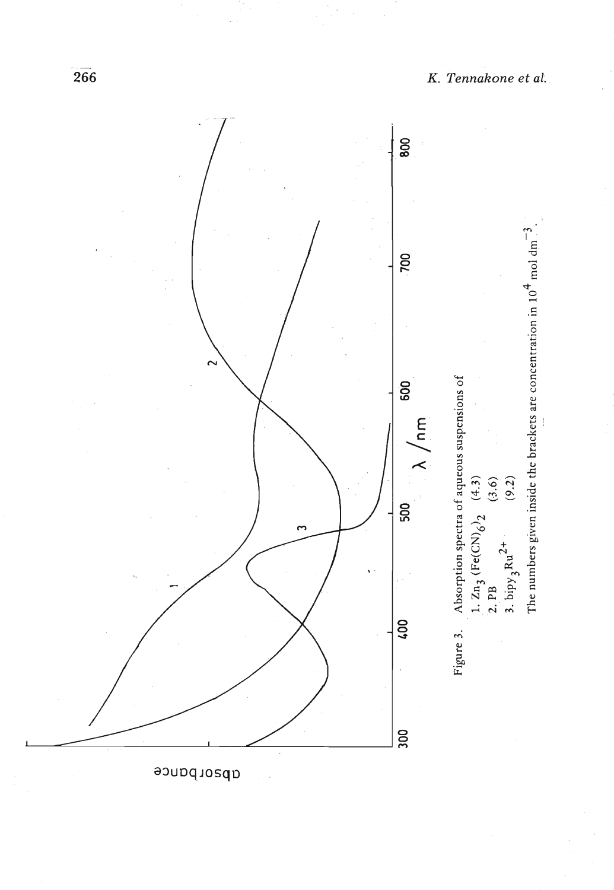Figure 3. Absorption spectra of aqueous suspensions of

1. $Zn_3(Fe(CN)_6)_2$ (4.3)
2. PB (3.6)
3. $bipy_3Ru^{2+}$ (9.2)

The numbers given inside the brackets are concentration in $10^4$ mol dm$^{-3}$.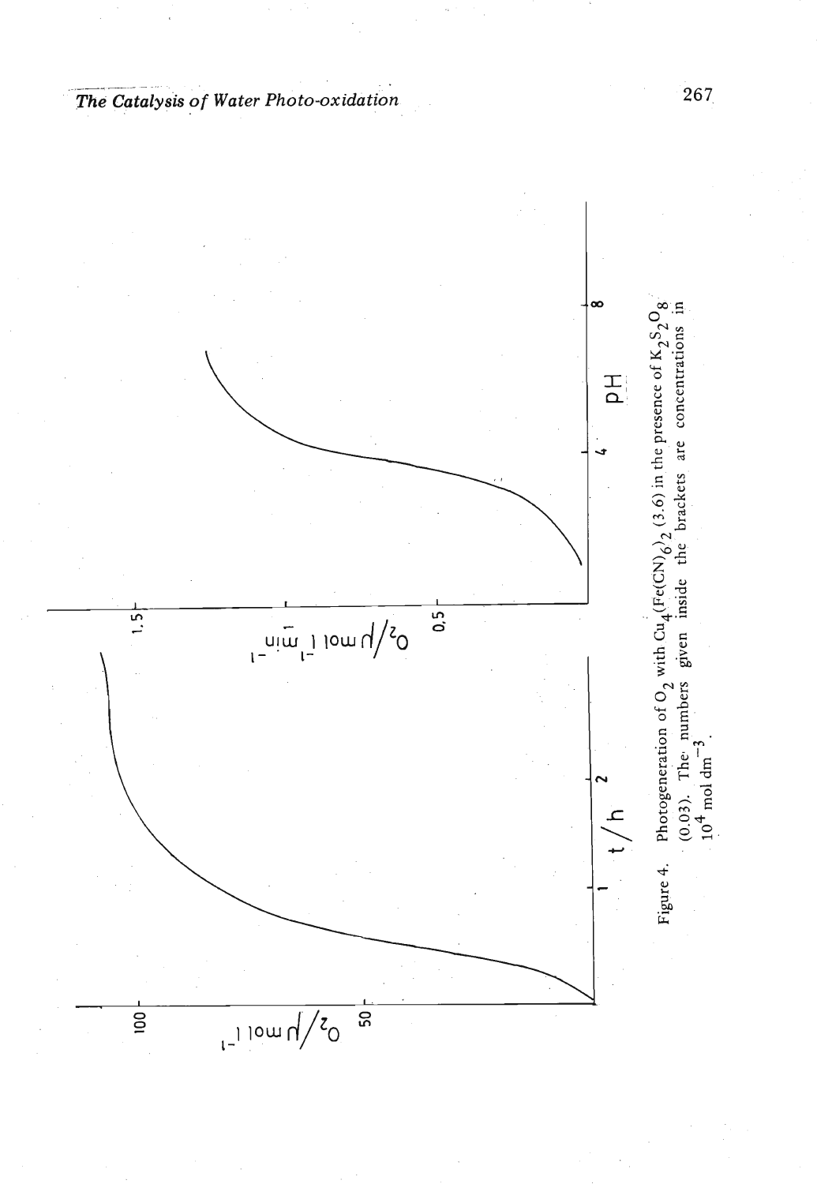Figure 4. Photogeneration of $O_2$ with $Cu_4(Fe(CN)_6)_2$ (3.6) in the presence of $K_2S_2O_8$ (0.03). The numbers given inside the brackets are concentrations in $10^4$ mol dm$^{-3}$.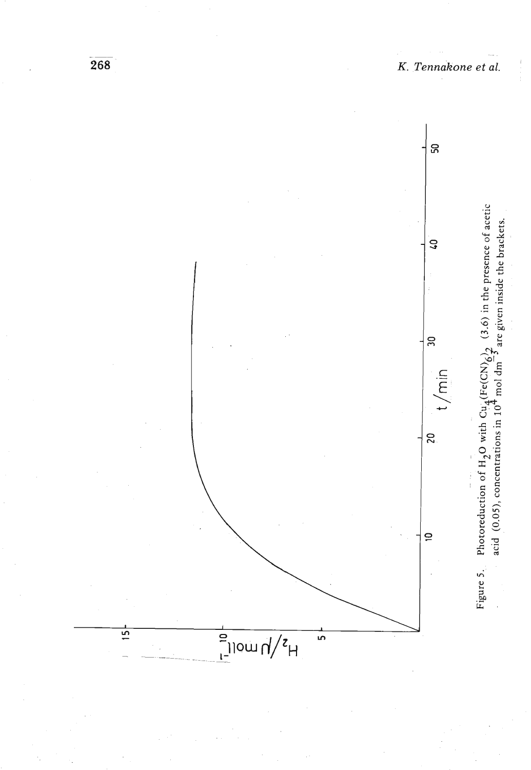Figure 5. Photoreduction of $H_2O$ with $Cu_4(Fe(CN)_6)_2$ (3.6) in the presence of acetic acid (0.05), concentrations in $10^4$ mol dm$^{-3}$ are given inside the brackets.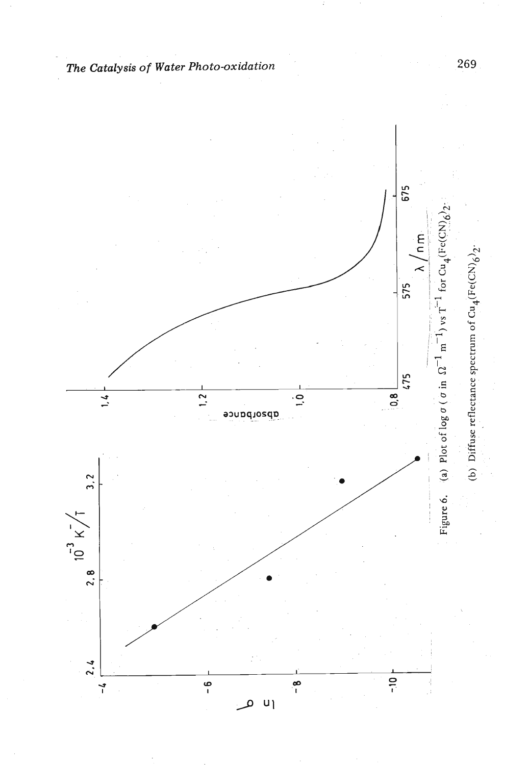Figure 6. (a) Plot of log $\sigma$ ( $\sigma$ in $\Omega^{-1}$ $m^{-1}$) vs $T^{-1}$ for $Cu_4(Fe(CN)_6)_2$.

(b) Diffuse reflectance spectrum of $Cu_4(Fe(CN)_6)_2$.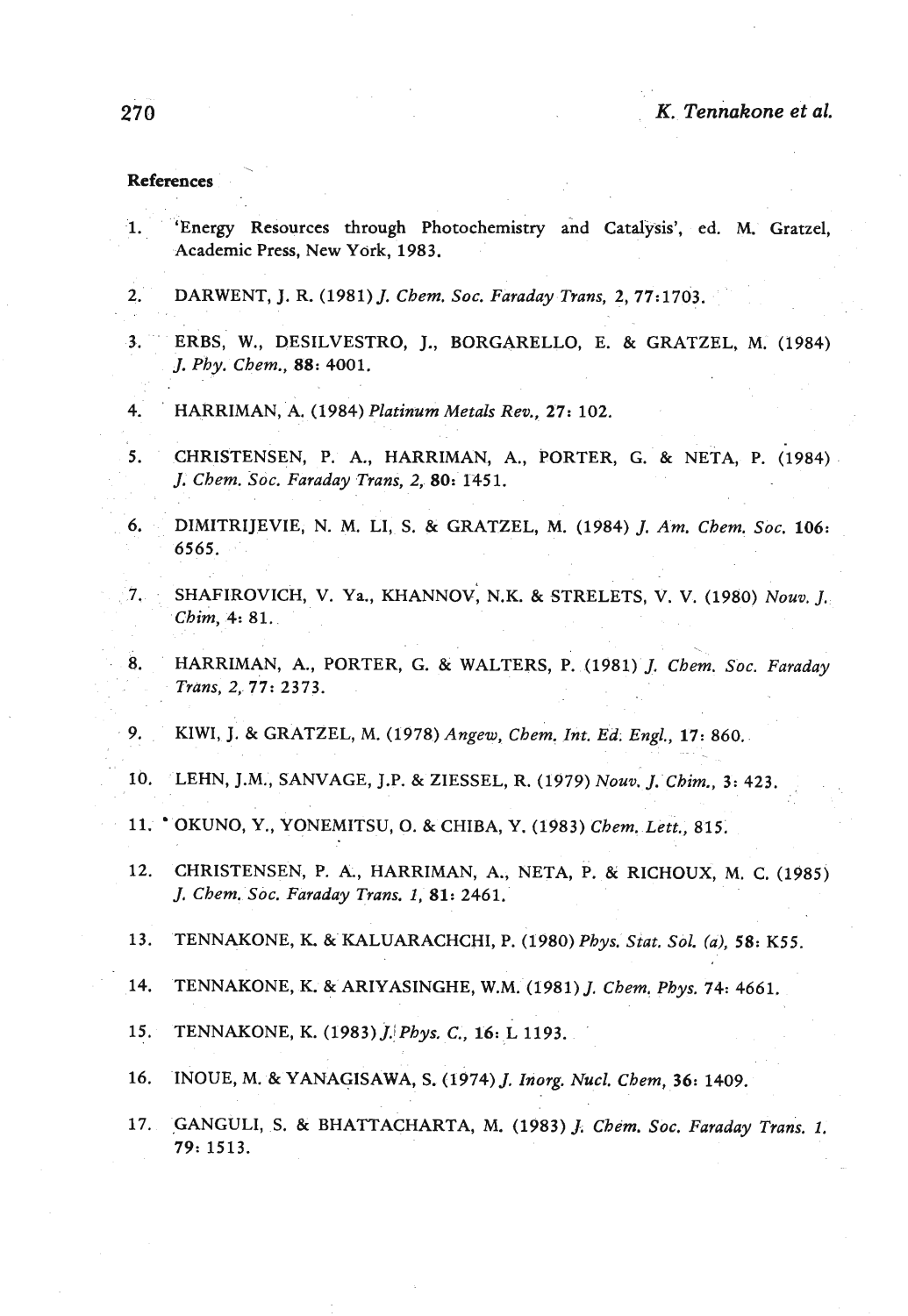**References**

1. 'Energy Resources through Photochemistry and Catalysis', ed. M. Gratzel, Academic Press, New York, 1983.

2. DARWENT, J. R. (1981) *J. Chem. Soc. Faraday Trans*, 2, **77**:1703.

3. ERBS, W., DESILVESTRO, J., BORGARELLO, E. & GRATZEL, M. (1984) *J. Phy. Chem.*, **88**: 4001.

4. HARRIMAN, A. (1984) *Platinum Metals Rev.*, **27**: 102.

5. CHRISTENSEN, P. A., HARRIMAN, A., PORTER, G. & NETA, P. (1984) *J. Chem. Soc. Faraday Trans*, 2, **80**: 1451.

6. DIMITRIJEVIE, N. M. LI, S. & GRATZEL, M. (1984) *J. Am. Chem. Soc.* **106**: 6565.

7. SHAFIROVICH, V. Ya., KHANNOV, N.K. & STRELETS, V. V. (1980) *Nouv. J. Chim*, 4: 81.

8. HARRIMAN, A., PORTER, G. & WALTERS, P. (1981) *J. Chem. Soc. Faraday Trans*, 2, **77**: 2373.

9. KIWI, J. & GRATZEL, M. (1978) *Angew, Chem. Int. Ed. Engl.*, **17**: 860.

10. LEHN, J.M., SANVAGE, J.P. & ZIESSEL, R. (1979) *Nouv. J. Chim.*, 3: 423.

11. OKUNO, Y., YONEMITSU, O. & CHIBA, Y. (1983) *Chem. Lett.*, 815.

12. CHRISTENSEN, P. A., HARRIMAN, A., NETA, P. & RICHOUX, M. C. (1985) *J. Chem. Soc. Faraday Trans. 1*, **81**: 2461.

13. TENNAKONE, K. & KALUARACHCHI, P. (1980) *Phys. Stat. Sol. (a)*, **58**: K55.

14. TENNAKONE, K. & ARIYASINGHE, W.M. (1981) *J. Chem. Phys.* 74: 4661.

15. TENNAKONE, K. (1983) *J. Phys. C.*, **16**: L 1193.

16. INOUE, M. & YANAGISAWA, S. (1974) *J. Inorg. Nucl. Chem*, **36**: 1409.

17. GANGULI, S. & BHATTACHARTA, M. (1983) *J. Chem. Soc. Faraday Trans. 1.* **79**: 1513.